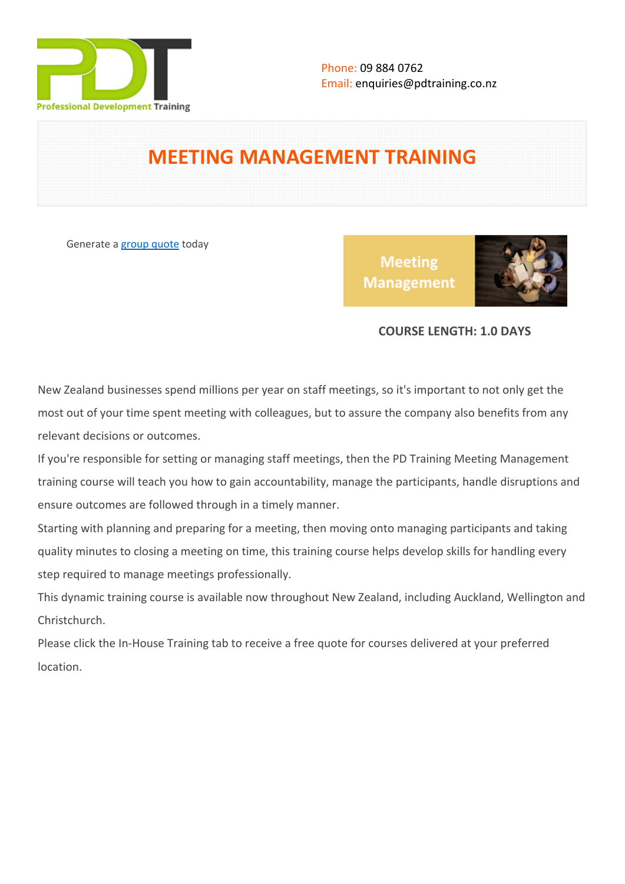Professional Development Training

Phone: 09 884 0762
Email: enquiries@pdtraining.co.nz

# MEETING MANAGEMENT TRAINING

Generate a group quote today

Meeting Management

**COURSE LENGTH: 1.0 DAYS**

New Zealand businesses spend millions per year on staff meetings, so it's important to not only get the most out of your time spent meeting with colleagues, but to assure the company also benefits from any relevant decisions or outcomes.

If you're responsible for setting or managing staff meetings, then the PD Training Meeting Management training course will teach you how to gain accountability, manage the participants, handle disruptions and ensure outcomes are followed through in a timely manner.

Starting with planning and preparing for a meeting, then moving onto managing participants and taking quality minutes to closing a meeting on time, this training course helps develop skills for handling every step required to manage meetings professionally.

This dynamic training course is available now throughout New Zealand, including Auckland, Wellington and Christchurch.

Please click the In-House Training tab to receive a free quote for courses delivered at your preferred location.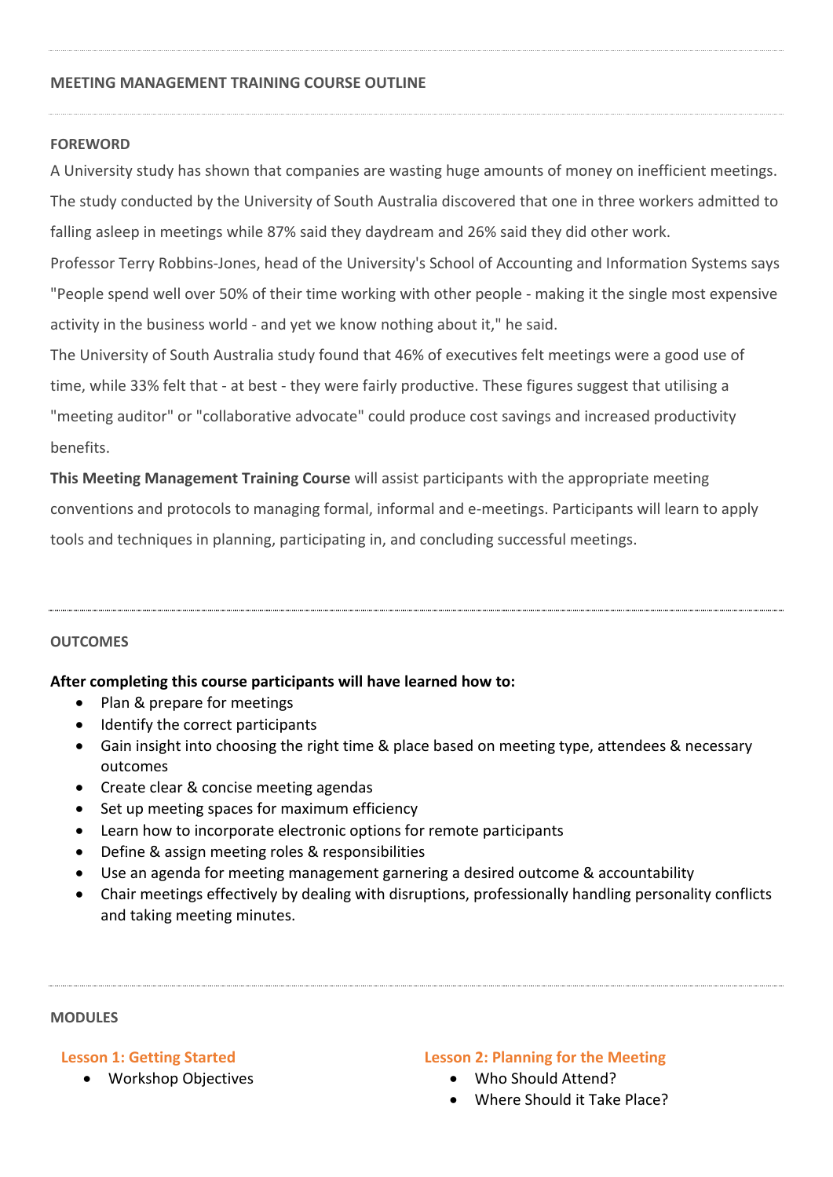## MEETING MANAGEMENT TRAINING COURSE OUTLINE

### FOREWORD

A University study has shown that companies are wasting huge amounts of money on inefficient meetings. The study conducted by the University of South Australia discovered that one in three workers admitted to falling asleep in meetings while 87% said they daydream and 26% said they did other work.

Professor Terry Robbins-Jones, head of the University's School of Accounting and Information Systems says "People spend well over 50% of their time working with other people - making it the single most expensive activity in the business world - and yet we know nothing about it," he said.

The University of South Australia study found that 46% of executives felt meetings were a good use of time, while 33% felt that - at best - they were fairly productive. These figures suggest that utilising a "meeting auditor" or "collaborative advocate" could produce cost savings and increased productivity benefits.

**This Meeting Management Training Course** will assist participants with the appropriate meeting conventions and protocols to managing formal, informal and e-meetings. Participants will learn to apply tools and techniques in planning, participating in, and concluding successful meetings.

### OUTCOMES

**After completing this course participants will have learned how to:**

- Plan & prepare for meetings
- Identify the correct participants
- Gain insight into choosing the right time & place based on meeting type, attendees & necessary outcomes
- Create clear & concise meeting agendas
- Set up meeting spaces for maximum efficiency
- Learn how to incorporate electronic options for remote participants
- Define & assign meeting roles & responsibilities
- Use an agenda for meeting management garnering a desired outcome & accountability
- Chair meetings effectively by dealing with disruptions, professionally handling personality conflicts and taking meeting minutes.

### MODULES

**Lesson 1: Getting Started**

- Workshop Objectives

**Lesson 2: Planning for the Meeting**

- Who Should Attend?
- Where Should it Take Place?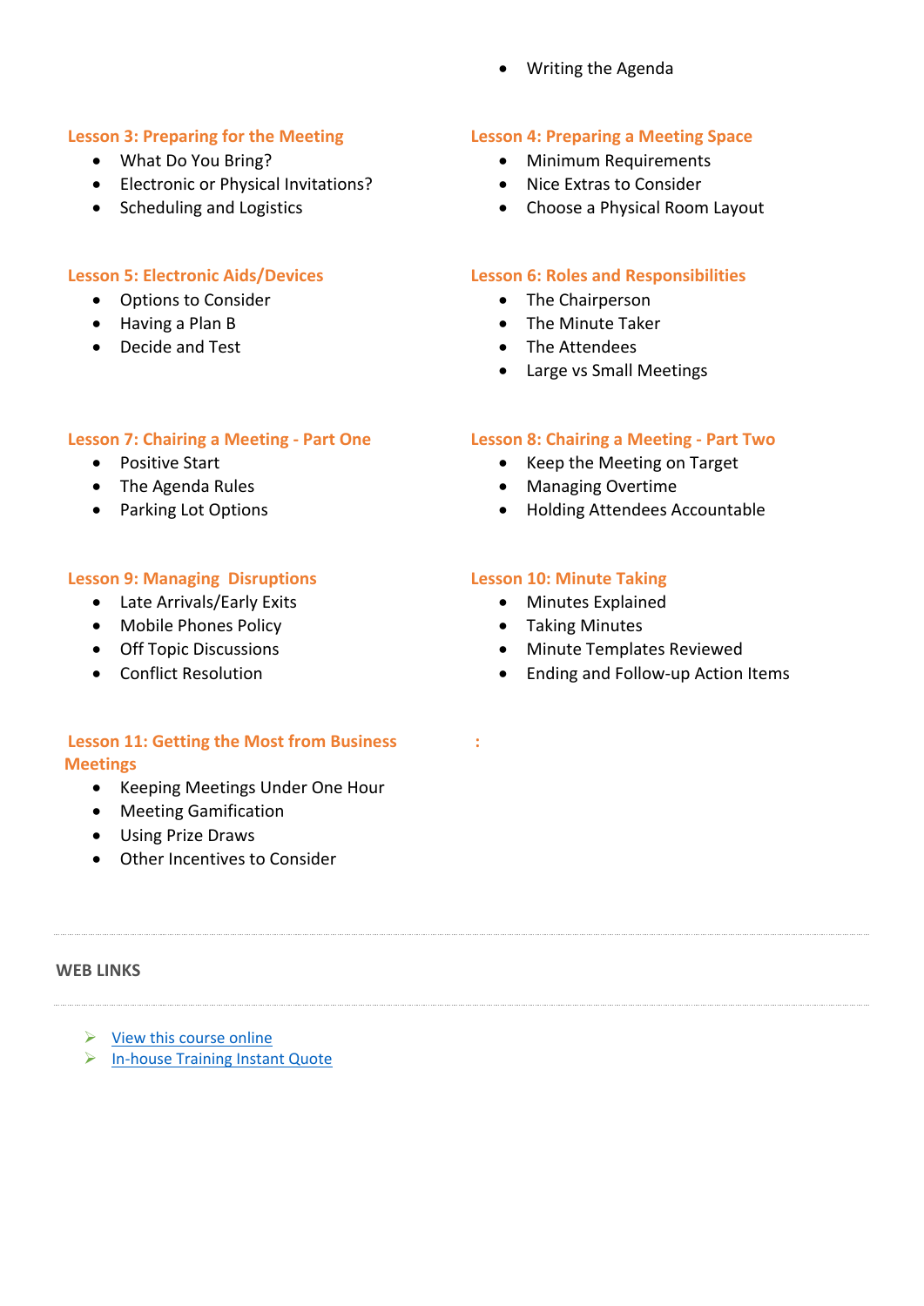- Writing the Agenda

### Lesson 3: Preparing for the Meeting

- What Do You Bring?
- Electronic or Physical Invitations?
- Scheduling and Logistics

### Lesson 4: Preparing a Meeting Space

- Minimum Requirements
- Nice Extras to Consider
- Choose a Physical Room Layout

### Lesson 5: Electronic Aids/Devices

- Options to Consider
- Having a Plan B
- Decide and Test

### Lesson 6: Roles and Responsibilities

- The Chairperson
- The Minute Taker
- The Attendees
- Large vs Small Meetings

### Lesson 7: Chairing a Meeting - Part One

- Positive Start
- The Agenda Rules
- Parking Lot Options

### Lesson 8: Chairing a Meeting - Part Two

- Keep the Meeting on Target
- Managing Overtime
- Holding Attendees Accountable

### Lesson 9: Managing Disruptions

- Late Arrivals/Early Exits
- Mobile Phones Policy
- Off Topic Discussions
- Conflict Resolution

### Lesson 10: Minute Taking

- Minutes Explained
- Taking Minutes
- Minute Templates Reviewed
- Ending and Follow-up Action Items

### Lesson 11: Getting the Most from Business Meetings

- Keeping Meetings Under One Hour
- Meeting Gamification
- Using Prize Draws
- Other Incentives to Consider

:

---

**WEB LINKS**

---

- View this course online
- In-house Training Instant Quote